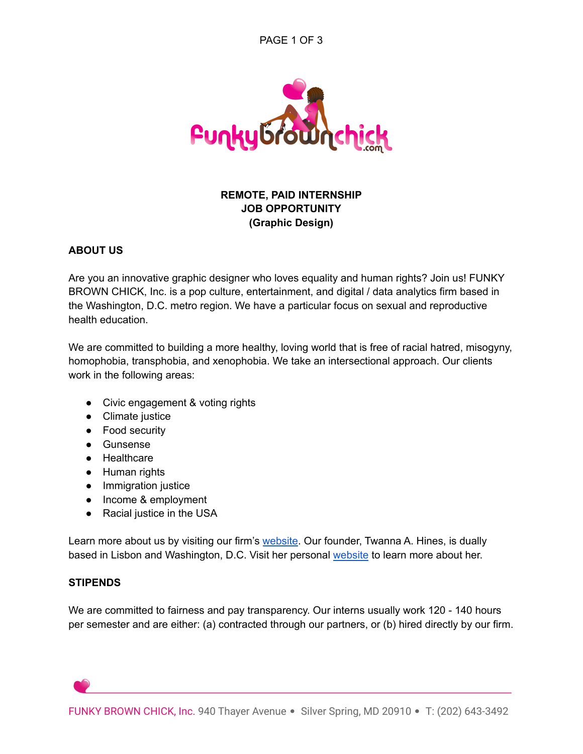**REMOTE, PAID INTERNSHIP**
**JOB OPPORTUNITY**
**(Graphic Design)**

## ABOUT US

Are you an innovative graphic designer who loves equality and human rights? Join us! FUNKY BROWN CHICK, Inc. is a pop culture, entertainment, and digital / data analytics firm based in the Washington, D.C. metro region. We have a particular focus on sexual and reproductive health education.

We are committed to building a more healthy, loving world that is free of racial hatred, misogyny, homophobia, transphobia, and xenophobia. We take an intersectional approach. Our clients work in the following areas:

- Civic engagement & voting rights
- Climate justice
- Food security
- Gunsense
- Healthcare
- Human rights
- Immigration justice
- Income & employment
- Racial justice in the USA

Learn more about us by visiting our firm's website. Our founder, Twanna A. Hines, is dually based in Lisbon and Washington, D.C. Visit her personal website to learn more about her.

## STIPENDS

We are committed to fairness and pay transparency. Our interns usually work 120 - 140 hours per semester and are either: (a) contracted through our partners, or (b) hired directly by our firm.

FUNKY BROWN CHICK, Inc. 940 Thayer Avenue • Silver Spring, MD 20910 • T: (202) 643-3492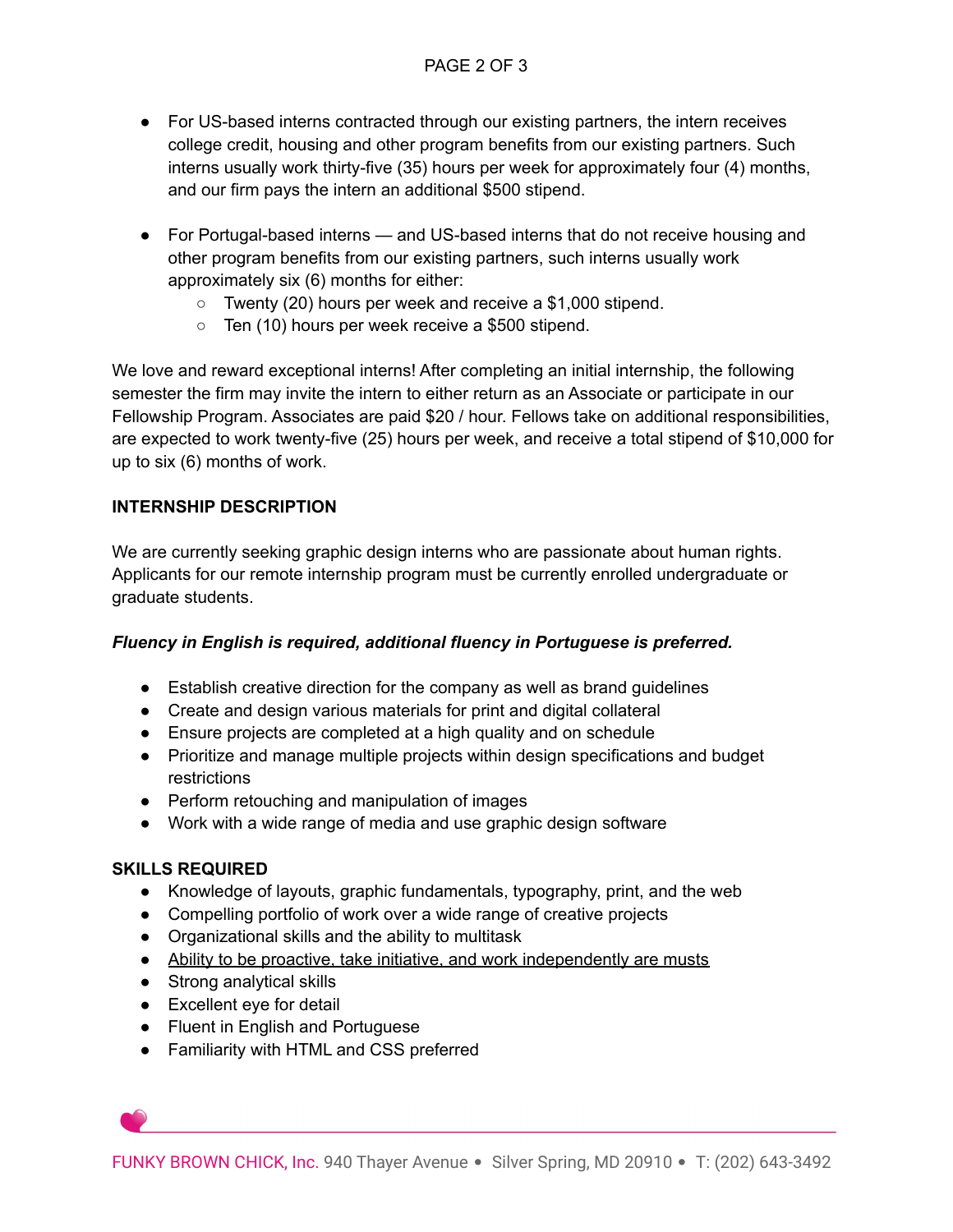- For US-based interns contracted through our existing partners, the intern receives college credit, housing and other program benefits from our existing partners. Such interns usually work thirty-five (35) hours per week for approximately four (4) months, and our firm pays the intern an additional $500 stipend.

- For Portugal-based interns — and US-based interns that do not receive housing and other program benefits from our existing partners, such interns usually work approximately six (6) months for either:
  - Twenty (20) hours per week and receive a $1,000 stipend.
  - Ten (10) hours per week receive a $500 stipend.

We love and reward exceptional interns! After completing an initial internship, the following semester the firm may invite the intern to either return as an Associate or participate in our Fellowship Program. Associates are paid $20 / hour. Fellows take on additional responsibilities, are expected to work twenty-five (25) hours per week, and receive a total stipend of $10,000 for up to six (6) months of work.

**INTERNSHIP DESCRIPTION**

We are currently seeking graphic design interns who are passionate about human rights. Applicants for our remote internship program must be currently enrolled undergraduate or graduate students.

***Fluency in English is required, additional fluency in Portuguese is preferred.***

- Establish creative direction for the company as well as brand guidelines
- Create and design various materials for print and digital collateral
- Ensure projects are completed at a high quality and on schedule
- Prioritize and manage multiple projects within design specifications and budget restrictions
- Perform retouching and manipulation of images
- Work with a wide range of media and use graphic design software

**SKILLS REQUIRED**

- Knowledge of layouts, graphic fundamentals, typography, print, and the web
- Compelling portfolio of work over a wide range of creative projects
- Organizational skills and the ability to multitask
- <u>Ability to be proactive, take initiative, and work independently are musts</u>
- Strong analytical skills
- Excellent eye for detail
- Fluent in English and Portuguese
- Familiarity with HTML and CSS preferred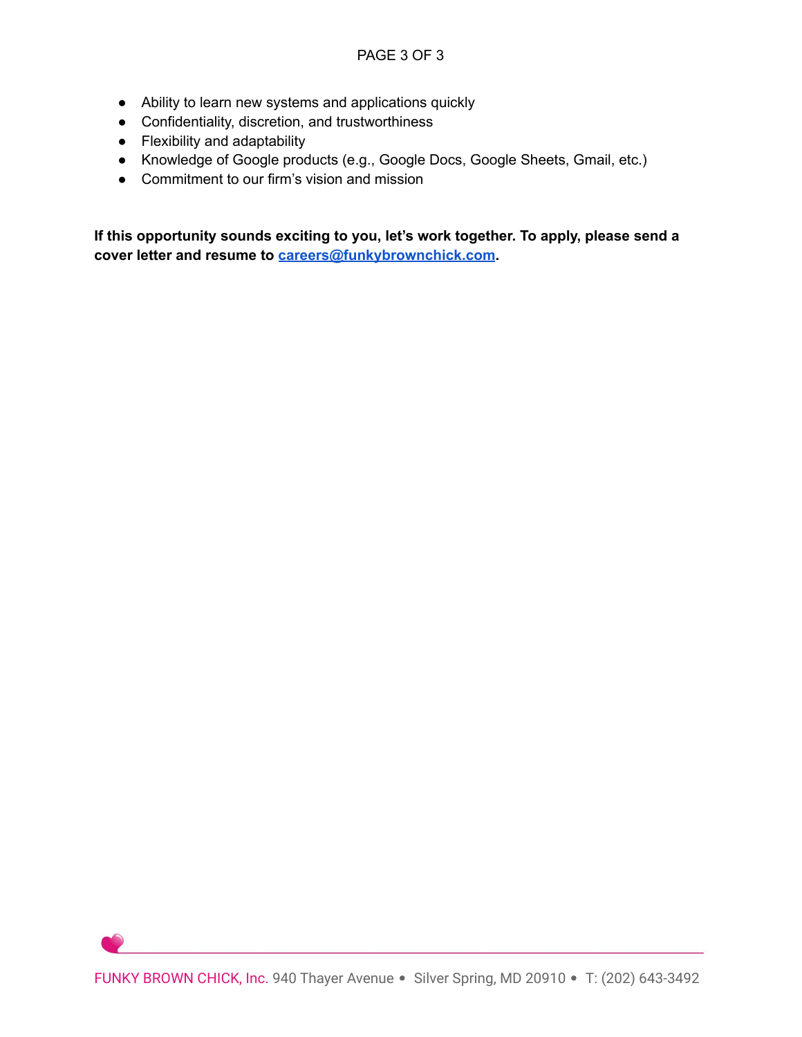- Ability to learn new systems and applications quickly
- Confidentiality, discretion, and trustworthiness
- Flexibility and adaptability
- Knowledge of Google products (e.g., Google Docs, Google Sheets, Gmail, etc.)
- Commitment to our firm's vision and mission

**If this opportunity sounds exciting to you, let's work together. To apply, please send a cover letter and resume to careers@funkybrownchick.com.**

FUNKY BROWN CHICK, Inc. 940 Thayer Avenue • Silver Spring, MD 20910 • T: (202) 643-3492